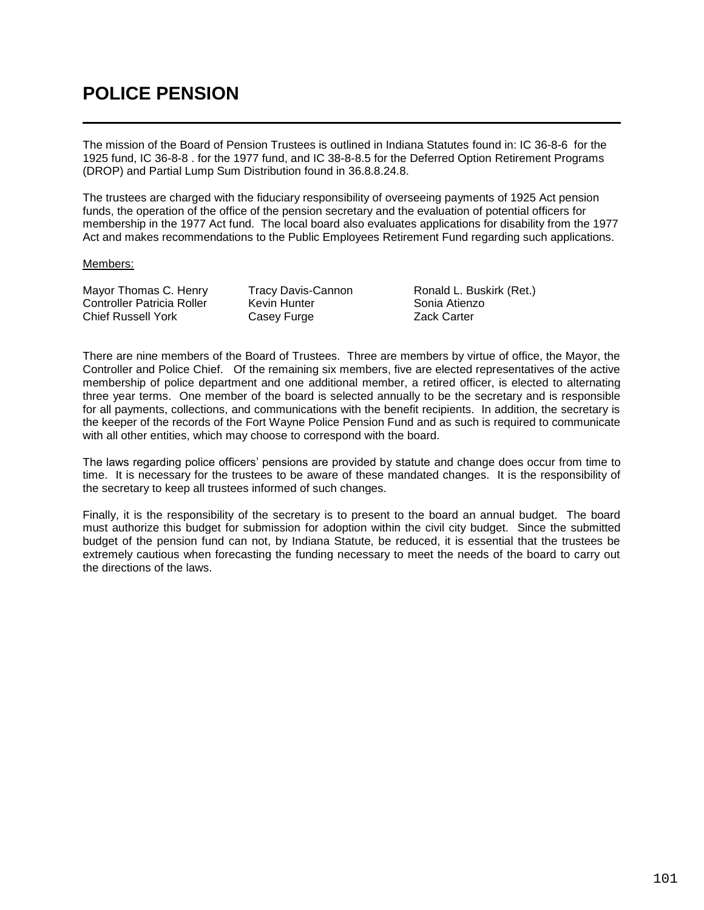# POLICE PENSION

The mission of the Board of Pension Trustees is outlined in Indiana Statutes found in: IC 36-8-6 for the 1925 fund, IC 36-8-8 . for the 1977 fund, and IC 38-8-8.5 for the Deferred Option Retirement Programs (DROP) and Partial Lump Sum Distribution found in 36.8.8.24.8.

The trustees are charged with the fiduciary responsibility of overseeing payments of 1925 Act pension funds, the operation of the office of the pension secretary and the evaluation of potential officers for membership in the 1977 Act fund. The local board also evaluates applications for disability from the 1977 Act and makes recommendations to the Public Employees Retirement Fund regarding such applications.

Members:

| | | |
|---|---|---|
| Mayor Thomas C. Henry | Tracy Davis-Cannon | Ronald L. Buskirk (Ret.) |
| Controller Patricia Roller | Kevin Hunter | Sonia Atienzo |
| Chief Russell York | Casey Furge | Zack Carter |

There are nine members of the Board of Trustees. Three are members by virtue of office, the Mayor, the Controller and Police Chief. Of the remaining six members, five are elected representatives of the active membership of police department and one additional member, a retired officer, is elected to alternating three year terms. One member of the board is selected annually to be the secretary and is responsible for all payments, collections, and communications with the benefit recipients. In addition, the secretary is the keeper of the records of the Fort Wayne Police Pension Fund and as such is required to communicate with all other entities, which may choose to correspond with the board.

The laws regarding police officers' pensions are provided by statute and change does occur from time to time. It is necessary for the trustees to be aware of these mandated changes. It is the responsibility of the secretary to keep all trustees informed of such changes.

Finally, it is the responsibility of the secretary is to present to the board an annual budget. The board must authorize this budget for submission for adoption within the civil city budget. Since the submitted budget of the pension fund can not, by Indiana Statute, be reduced, it is essential that the trustees be extremely cautious when forecasting the funding necessary to meet the needs of the board to carry out the directions of the laws.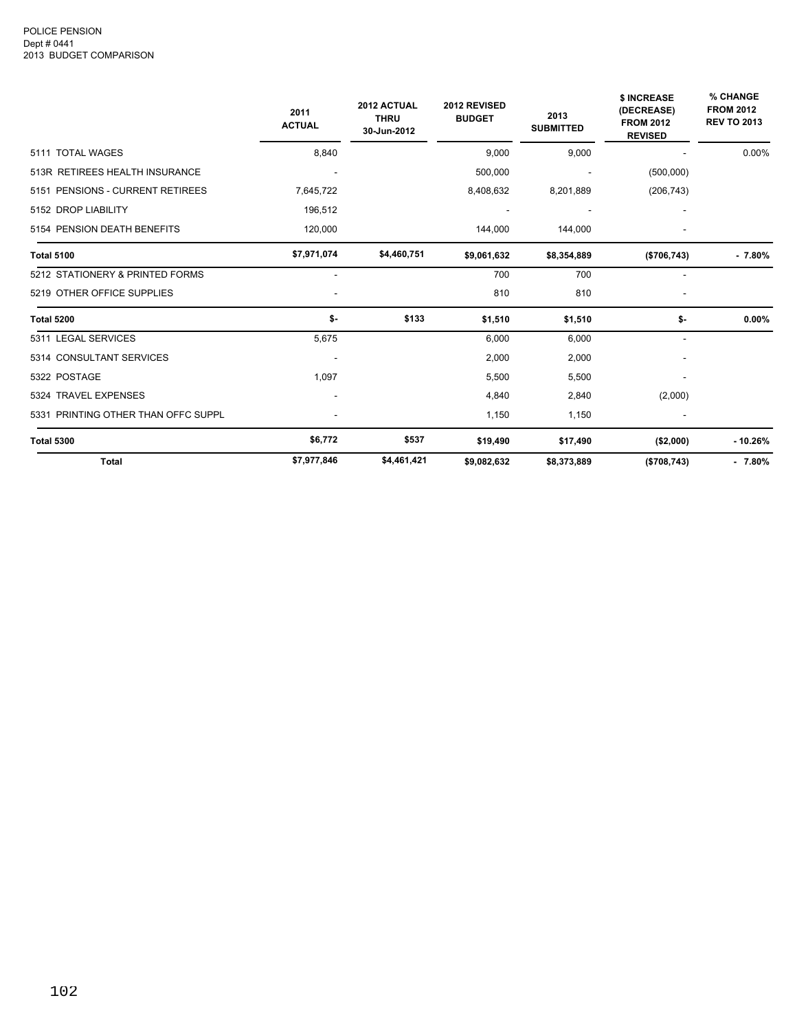POLICE PENSION
Dept # 0441
2013 BUDGET COMPARISON

| | 2011 ACTUAL | 2012 ACTUAL THRU 30-Jun-2012 | 2012 REVISED BUDGET | 2013 SUBMITTED | $ INCREASE (DECREASE) FROM 2012 REVISED | % CHANGE FROM 2012 REV TO 2013 |
|---|---|---|---|---|---|---|
| 5111 TOTAL WAGES | 8,840 | | 9,000 | 9,000 | - | 0.00% |
| 513R RETIREES HEALTH INSURANCE | - | | 500,000 | - | (500,000) | |
| 5151 PENSIONS - CURRENT RETIREES | 7,645,722 | | 8,408,632 | 8,201,889 | (206,743) | |
| 5152 DROP LIABILITY | 196,512 | | - | - | - | |
| 5154 PENSION DEATH BENEFITS | 120,000 | | 144,000 | 144,000 | - | |
| **Total 5100** | **$7,971,074** | **$4,460,751** | **$9,061,632** | **$8,354,889** | **($706,743)** | **- 7.80%** |
| 5212 STATIONERY & PRINTED FORMS | - | | 700 | 700 | - | |
| 5219 OTHER OFFICE SUPPLIES | - | | 810 | 810 | - | |
| **Total 5200** | **$-** | **$133** | **$1,510** | **$1,510** | **$-** | **0.00%** |
| 5311 LEGAL SERVICES | 5,675 | | 6,000 | 6,000 | - | |
| 5314 CONSULTANT SERVICES | - | | 2,000 | 2,000 | - | |
| 5322 POSTAGE | 1,097 | | 5,500 | 5,500 | - | |
| 5324 TRAVEL EXPENSES | - | | 4,840 | 2,840 | (2,000) | |
| 5331 PRINTING OTHER THAN OFFC SUPPL | - | | 1,150 | 1,150 | - | |
| **Total 5300** | **$6,772** | **$537** | **$19,490** | **$17,490** | **($2,000)** | **- 10.26%** |
| **Total** | **$7,977,846** | **$4,461,421** | **$9,082,632** | **$8,373,889** | **($708,743)** | **- 7.80%** |